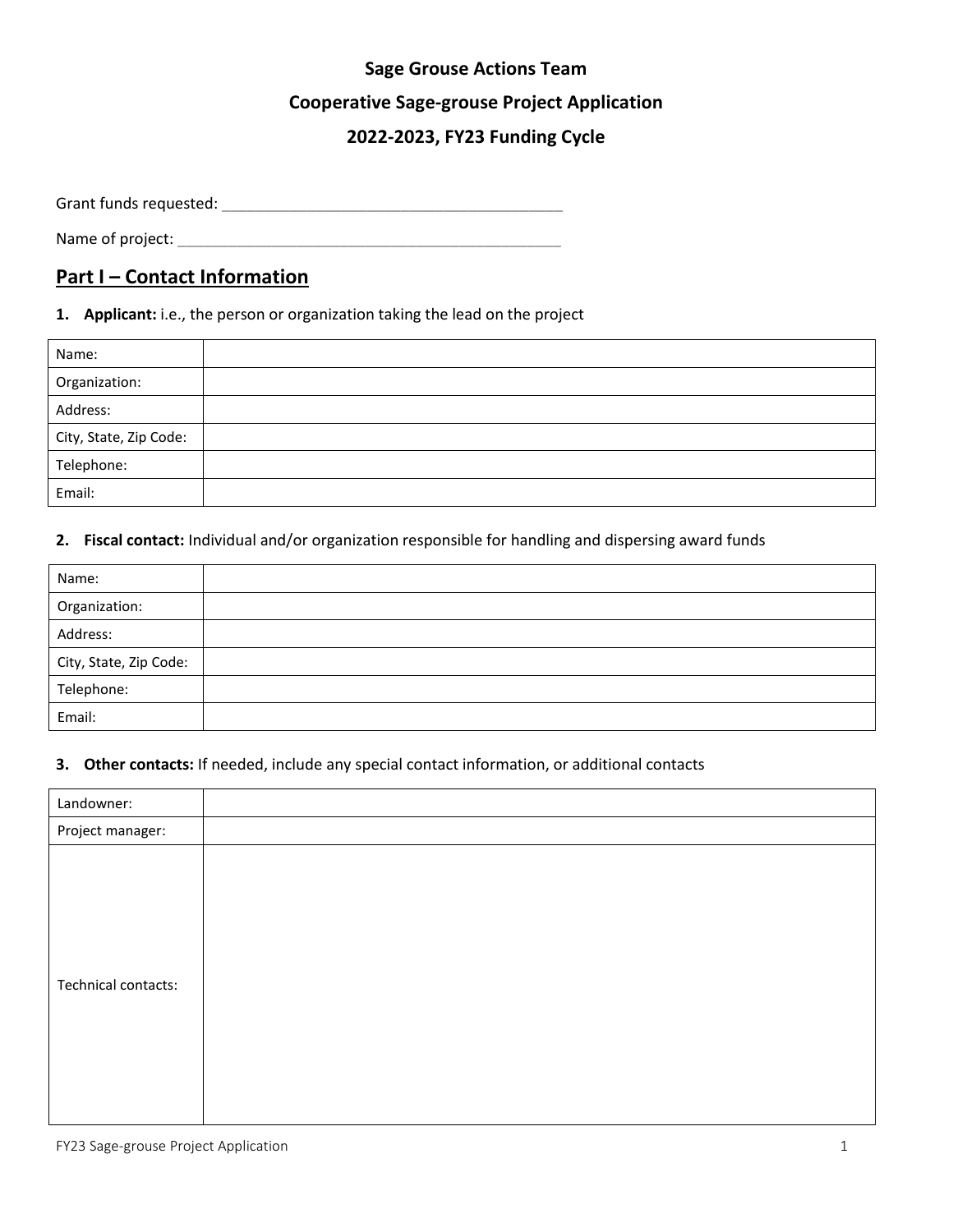# Sage Grouse Actions Team

## Cooperative Sage-grouse Project Application

## 2022-2023, FY23 Funding Cycle

Grant funds requested: ________________________________________

Name of project: ______________________________________________

## Part I – Contact Information

1. **Applicant:** i.e., the person or organization taking the lead on the project

| | |
|---|---|
| Name: | |
| Organization: | |
| Address: | |
| City, State, Zip Code: | |
| Telephone: | |
| Email: | |

2. **Fiscal contact:** Individual and/or organization responsible for handling and dispersing award funds

| | |
|---|---|
| Name: | |
| Organization: | |
| Address: | |
| City, State, Zip Code: | |
| Telephone: | |
| Email: | |

3. **Other contacts:** If needed, include any special contact information, or additional contacts

| | |
|---|---|
| Landowner: | |
| Project manager: | |
| Technical contacts: | |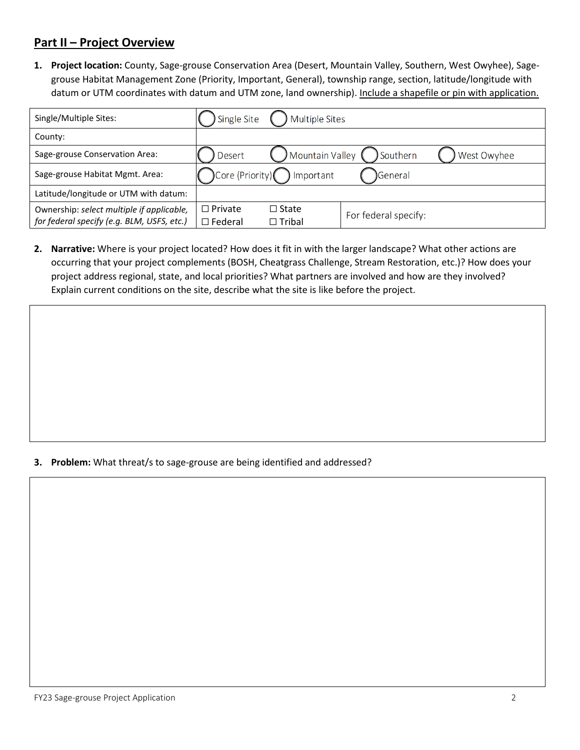## Part II – Project Overview

1. **Project location:** County, Sage-grouse Conservation Area (Desert, Mountain Valley, Southern, West Owyhee), Sage-grouse Habitat Management Zone (Priority, Important, General), township range, section, latitude/longitude with datum or UTM coordinates with datum and UTM zone, land ownership). Include a shapefile or pin with application.

| | | |
|---|---|---|
| Single/Multiple Sites: | ◯ Single Site ◯ Multiple Sites | |
| County: | | |
| Sage-grouse Conservation Area: | ◯ Desert ◯ Mountain Valley ◯ Southern ◯ West Owyhee | |
| Sage-grouse Habitat Mgmt. Area: | ◯ Core (Priority) ◯ Important ◯ General | |
| Latitude/longitude or UTM with datum: | | |
| Ownership: *select multiple if applicable, for federal specify (e.g. BLM, USFS, etc.)* | ☐ Private ☐ State ☐ Federal ☐ Tribal | For federal specify: |

2. **Narrative:** Where is your project located? How does it fit in with the larger landscape? What other actions are occurring that your project complements (BOSH, Cheatgrass Challenge, Stream Restoration, etc.)? How does your project address regional, state, and local priorities? What partners are involved and how are they involved? Explain current conditions on the site, describe what the site is like before the project.

| |
|---|
| |

3. **Problem:** What threat/s to sage-grouse are being identified and addressed?

| |
|---|
| |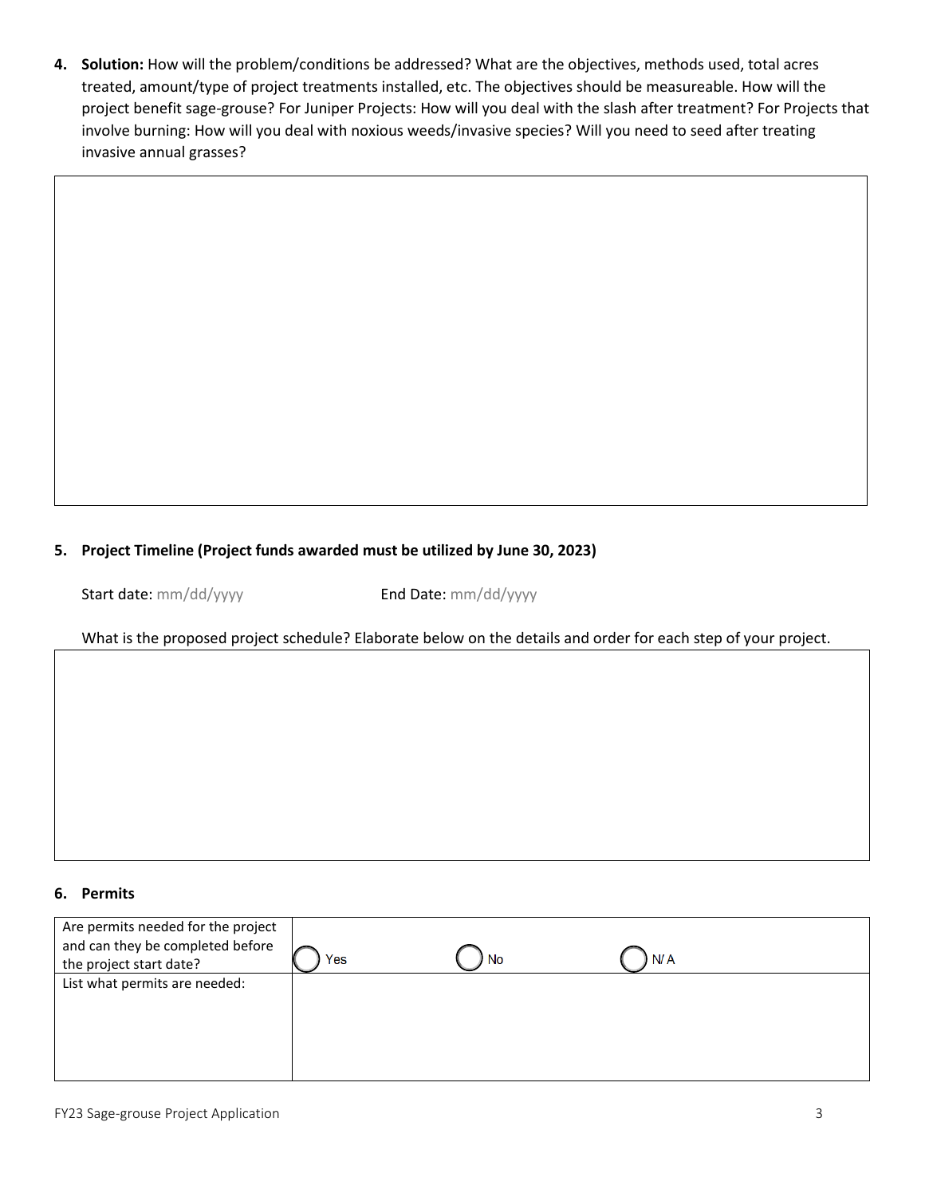4. **Solution:** How will the problem/conditions be addressed? What are the objectives, methods used, total acres treated, amount/type of project treatments installed, etc. The objectives should be measureable. How will the project benefit sage-grouse? For Juniper Projects: How will you deal with the slash after treatment? For Projects that involve burning: How will you deal with noxious weeds/invasive species? Will you need to seed after treating invasive annual grasses?

| |
|---|
| |

5. **Project Timeline (Project funds awarded must be utilized by June 30, 2023)**

Start date: mm/dd/yyyy End Date: mm/dd/yyyy

What is the proposed project schedule? Elaborate below on the details and order for each step of your project.

| |
|---|
| |

6. **Permits**

| | |
|---|---|
| Are permits needed for the project and can they be completed before the project start date? | ◯ Yes ◯ No ◯ N/A |
| List what permits are needed: | |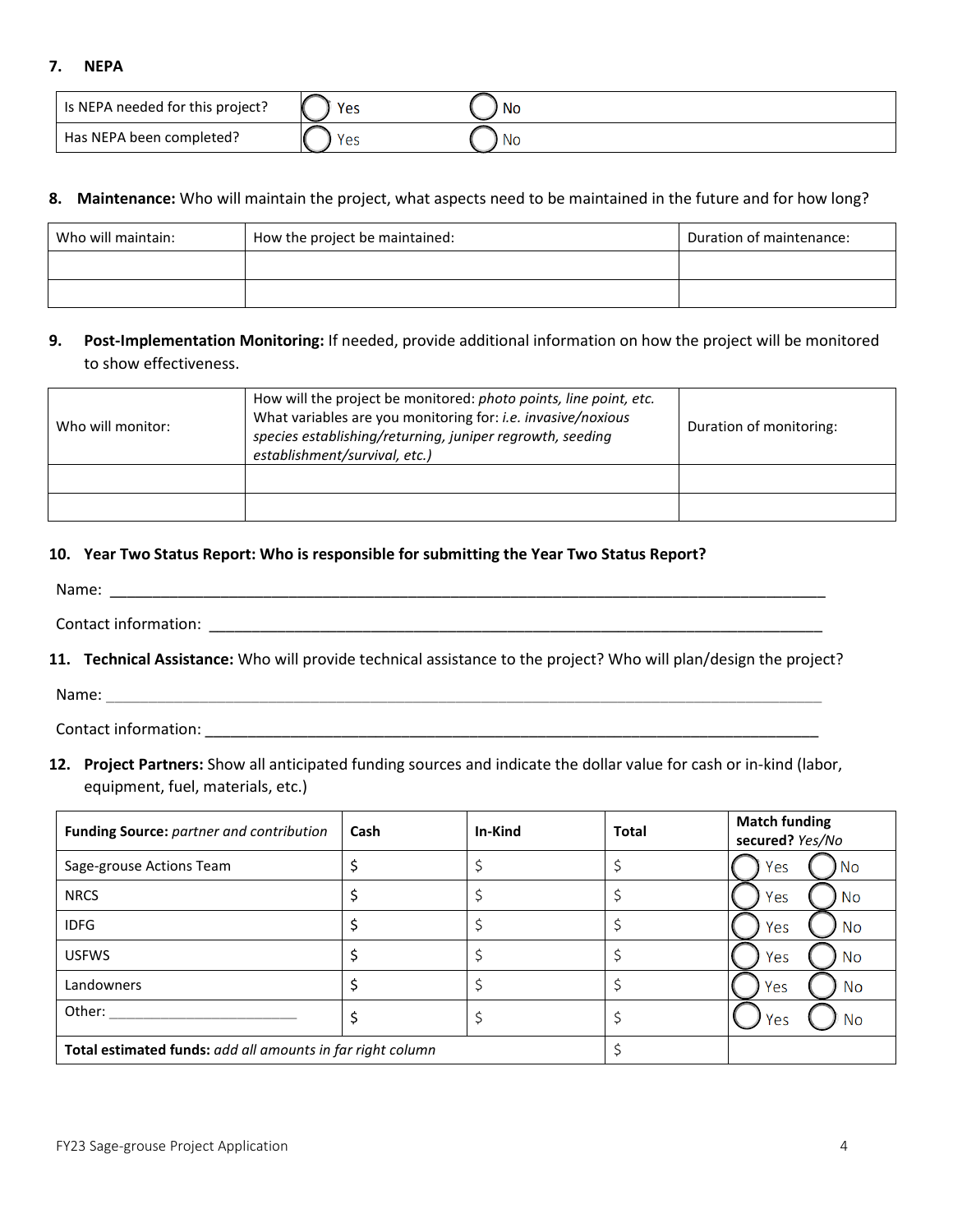7. **NEPA**

| | | |
|---|---|---|
| Is NEPA needed for this project? | ◯ Yes | ◯ No |
| Has NEPA been completed? | ◯ Yes | ◯ No |

8. **Maintenance:** Who will maintain the project, what aspects need to be maintained in the future and for how long?

| Who will maintain: | How the project be maintained: | Duration of maintenance: |
|---|---|---|
| | | |
| | | |

9. **Post-Implementation Monitoring:** If needed, provide additional information on how the project will be monitored to show effectiveness.

| Who will monitor: | How will the project be monitored: *photo points, line point, etc.* What variables are you monitoring for: *i.e. invasive/noxious species establishing/returning, juniper regrowth, seeding establishment/survival, etc.)* | Duration of monitoring: |
|---|---|---|
| | | |
| | | |

10. **Year Two Status Report: Who is responsible for submitting the Year Two Status Report?**

Name: ______________________________________________________________________________

Contact information: _________________________________________________________________

11. **Technical Assistance:** Who will provide technical assistance to the project? Who will plan/design the project?

Name: ______________________________________________________________________________

Contact information: _________________________________________________________________

12. **Project Partners:** Show all anticipated funding sources and indicate the dollar value for cash or in-kind (labor, equipment, fuel, materials, etc.)

| **Funding Source:** *partner and contribution* | **Cash** | **In-Kind** | **Total** | **Match funding secured?** *Yes/No* |
|---|---|---|---|---|
| Sage-grouse Actions Team | $ | $ | $ | ◯ Yes ◯ No |
| NRCS | $ | $ | $ | ◯ Yes ◯ No |
| IDFG | $ | $ | $ | ◯ Yes ◯ No |
| USFWS | $ | $ | $ | ◯ Yes ◯ No |
| Landowners | $ | $ | $ | ◯ Yes ◯ No |
| Other: ____________________ | $ | $ | $ | ◯ Yes ◯ No |
| **Total estimated funds:** *add all amounts in far right column* | | | $ | |

FY23 Sage-grouse Project Application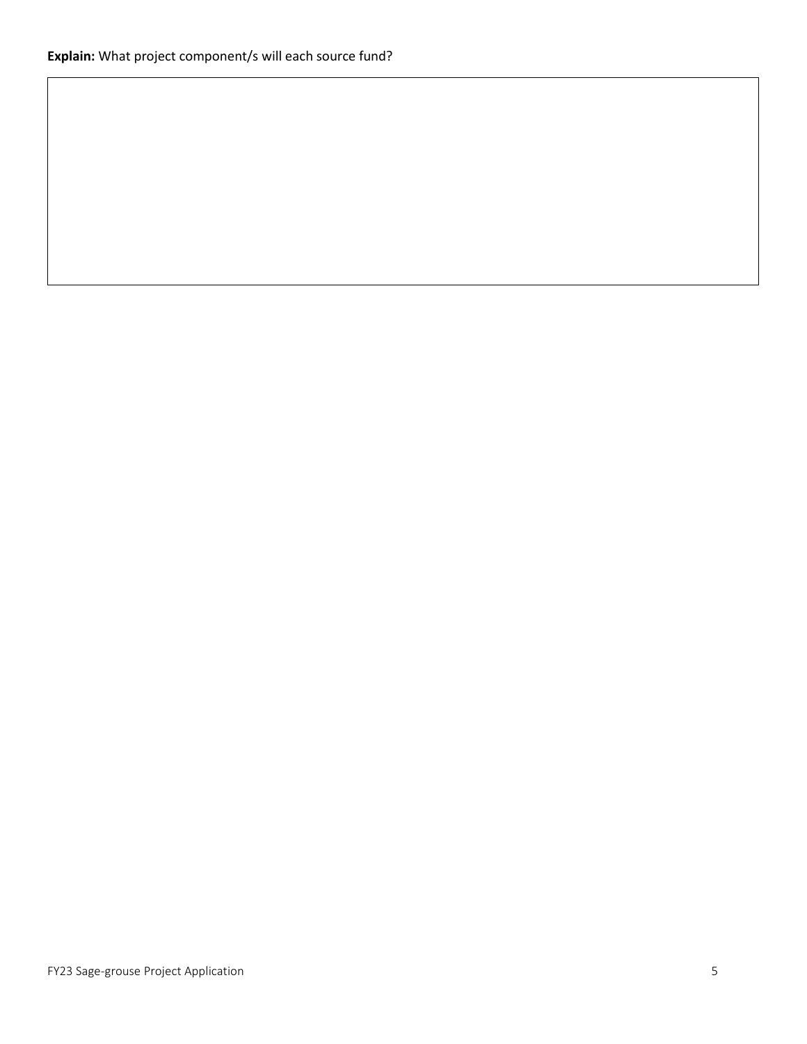**Explain:** What project component/s will each source fund?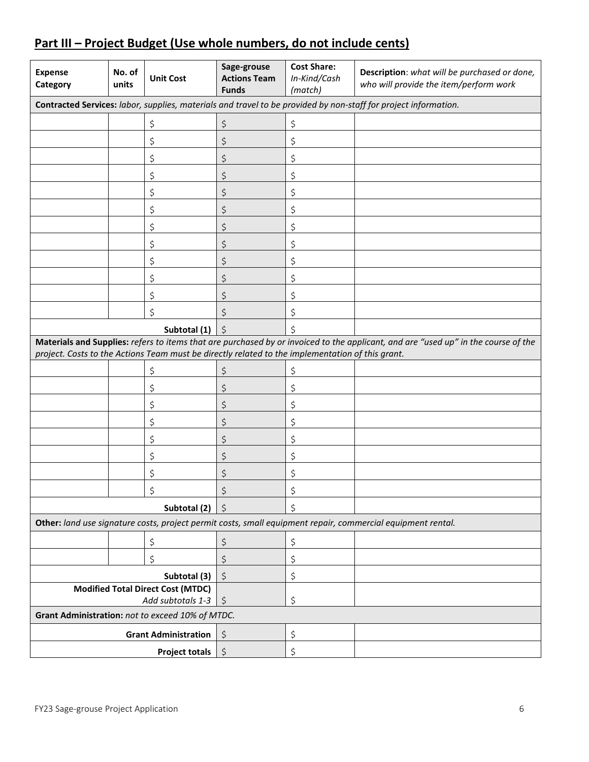## Part III – Project Budget (Use whole numbers, do not include cents)

| Expense Category | No. of units | Unit Cost | Sage-grouse Actions Team Funds | Cost Share: *In-Kind/Cash (match)* | **Description**: *what will be purchased or done, who will provide the item/perform work* |
|---|---|---|---|---|---|
| **Contracted Services:** *labor, supplies, materials and travel to be provided by non-staff for project information.* | | | | | |
| | | $ | $ | $ | |
| | | $ | $ | $ | |
| | | $ | $ | $ | |
| | | $ | $ | $ | |
| | | $ | $ | $ | |
| | | $ | $ | $ | |
| | | $ | $ | $ | |
| | | $ | $ | $ | |
| | | $ | $ | $ | |
| | | $ | $ | $ | |
| | | $ | $ | $ | |
| | | $ | $ | $ | |
| | | **Subtotal (1)** | $ | $ | |
| **Materials and Supplies:** *refers to items that are purchased by or invoiced to the applicant, and are "used up" in the course of the project. Costs to the Actions Team must be directly related to the implementation of this grant.* | | | | | |
| | | $ | $ | $ | |
| | | $ | $ | $ | |
| | | $ | $ | $ | |
| | | $ | $ | $ | |
| | | $ | $ | $ | |
| | | $ | $ | $ | |
| | | $ | $ | $ | |
| | | $ | $ | $ | |
| | | **Subtotal (2)** | $ | $ | |
| **Other:** *land use signature costs, project permit costs, small equipment repair, commercial equipment rental.* | | | | | |
| | | $ | $ | $ | |
| | | $ | $ | $ | |
| | | **Subtotal (3)** | $ | $ | |
| | | **Modified Total Direct Cost (MTDC)** *Add subtotals 1-3* | $ | $ | |
| **Grant Administration:** *not to exceed 10% of MTDC.* | | | | | |
| | | **Grant Administration** | $ | $ | |
| | | **Project totals** | $ | $ | |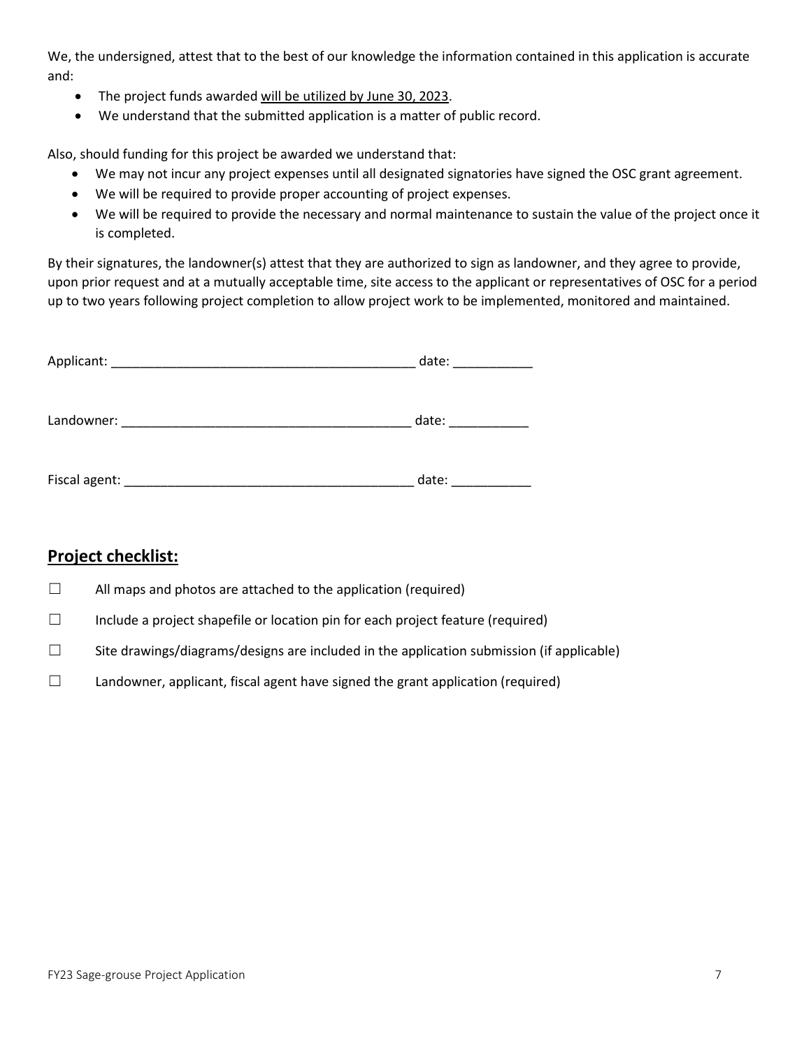We, the undersigned, attest that to the best of our knowledge the information contained in this application is accurate and:

- The project funds awarded <u>will be utilized by June 30, 2023</u>.
- We understand that the submitted application is a matter of public record.

Also, should funding for this project be awarded we understand that:

- We may not incur any project expenses until all designated signatories have signed the OSC grant agreement.
- We will be required to provide proper accounting of project expenses.
- We will be required to provide the necessary and normal maintenance to sustain the value of the project once it is completed.

By their signatures, the landowner(s) attest that they are authorized to sign as landowner, and they agree to provide, upon prior request and at a mutually acceptable time, site access to the applicant or representatives of OSC for a period up to two years following project completion to allow project work to be implemented, monitored and maintained.

Applicant: ___________________________________________ date: ___________

Landowner: _________________________________________ date: ___________

Fiscal agent: _________________________________________ date: ___________

## **<u>Project checklist:</u>**

☐ All maps and photos are attached to the application (required)

☐ Include a project shapefile or location pin for each project feature (required)

☐ Site drawings/diagrams/designs are included in the application submission (if applicable)

☐ Landowner, applicant, fiscal agent have signed the grant application (required)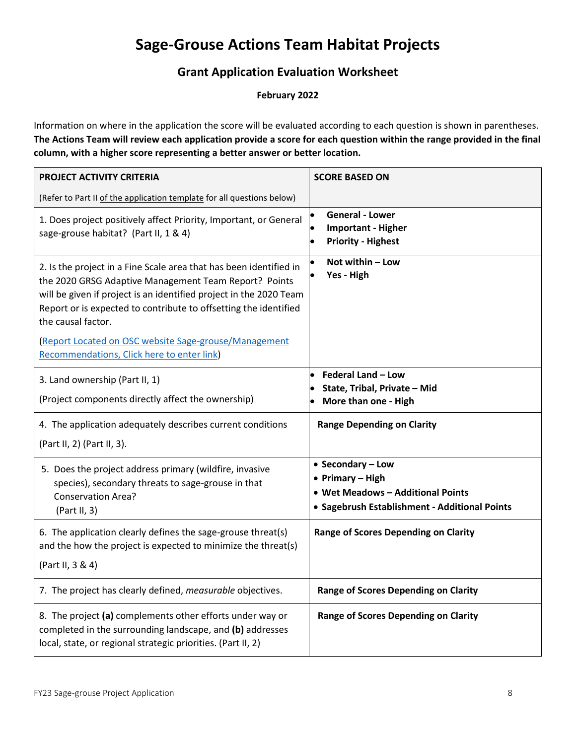# Sage-Grouse Actions Team Habitat Projects

## Grant Application Evaluation Worksheet

**February 2022**

Information on where in the application the score will be evaluated according to each question is shown in parentheses. **The Actions Team will review each application provide a score for each question within the range provided in the final column, with a higher score representing a better answer or better location.**

| PROJECT ACTIVITY CRITERIA<br><br>(Refer to Part II of the application template for all questions below) | SCORE BASED ON |
|---|---|
| 1. Does project positively affect Priority, Important, or General sage-grouse habitat? (Part II, 1 & 4) | • **General - Lower**<br>• **Important - Higher**<br>• **Priority - Highest** |
| 2. Is the project in a Fine Scale area that has been identified in the 2020 GRSG Adaptive Management Team Report? Points will be given if project is an identified project in the 2020 Team Report or is expected to contribute to offsetting the identified the causal factor.<br><br>(Report Located on OSC website Sage-grouse/Management Recommendations, Click here to enter link) | • **Not within – Low**<br>• **Yes - High** |
| 3. Land ownership (Part II, 1)<br><br>(Project components directly affect the ownership) | • **Federal Land – Low**<br>• **State, Tribal, Private – Mid**<br>• **More than one - High** |
| 4. The application adequately describes current conditions<br><br>(Part II, 2) (Part II, 3). | **Range Depending on Clarity** |
| 5. Does the project address primary (wildfire, invasive species), secondary threats to sage-grouse in that Conservation Area?<br>(Part II, 3) | • **Secondary – Low**<br>• **Primary – High**<br>• **Wet Meadows – Additional Points**<br>• **Sagebrush Establishment - Additional Points** |
| 6. The application clearly defines the sage-grouse threat(s) and the how the project is expected to minimize the threat(s)<br><br>(Part II, 3 & 4) | **Range of Scores Depending on Clarity** |
| 7. The project has clearly defined, *measurable* objectives. | **Range of Scores Depending on Clarity** |
| 8. The project **(a)** complements other efforts under way or completed in the surrounding landscape, and **(b)** addresses local, state, or regional strategic priorities. (Part II, 2) | **Range of Scores Depending on Clarity** |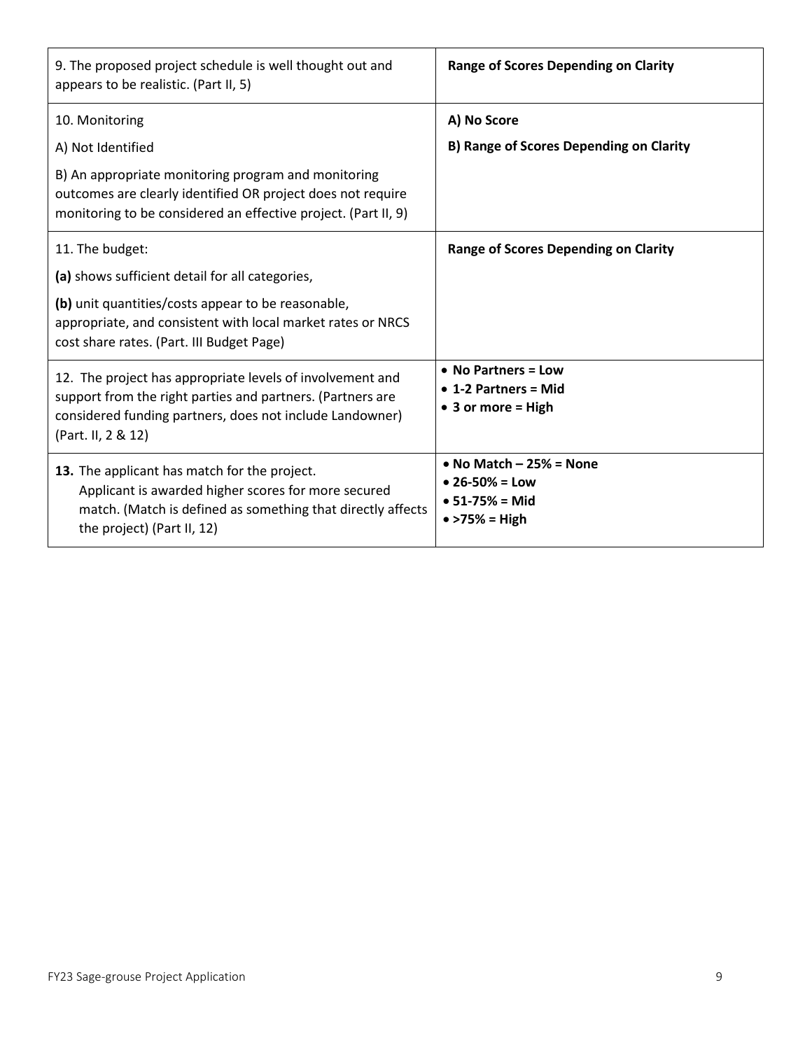| | |
|---|---|
| 9. The proposed project schedule is well thought out and appears to be realistic. (Part II, 5) | **Range of Scores Depending on Clarity** |
| 10. Monitoring<br><br>A) Not Identified<br><br>B) An appropriate monitoring program and monitoring outcomes are clearly identified OR project does not require monitoring to be considered an effective project. (Part II, 9) | **A) No Score**<br><br>**B) Range of Scores Depending on Clarity** |
| 11. The budget:<br><br>**(a)** shows sufficient detail for all categories,<br><br>**(b)** unit quantities/costs appear to be reasonable, appropriate, and consistent with local market rates or NRCS cost share rates. (Part. III Budget Page) | **Range of Scores Depending on Clarity** |
| 12. The project has appropriate levels of involvement and support from the right parties and partners. (Partners are considered funding partners, does not include Landowner) (Part. II, 2 & 12) | • **No Partners = Low**<br>• **1-2 Partners = Mid**<br>• **3 or more = High** |
| **13.** The applicant has match for the project. Applicant is awarded higher scores for more secured match. (Match is defined as something that directly affects the project) (Part II, 12) | • **No Match – 25% = None**<br>• **26-50% = Low**<br>• **51-75% = Mid**<br>• **>75% = High** |